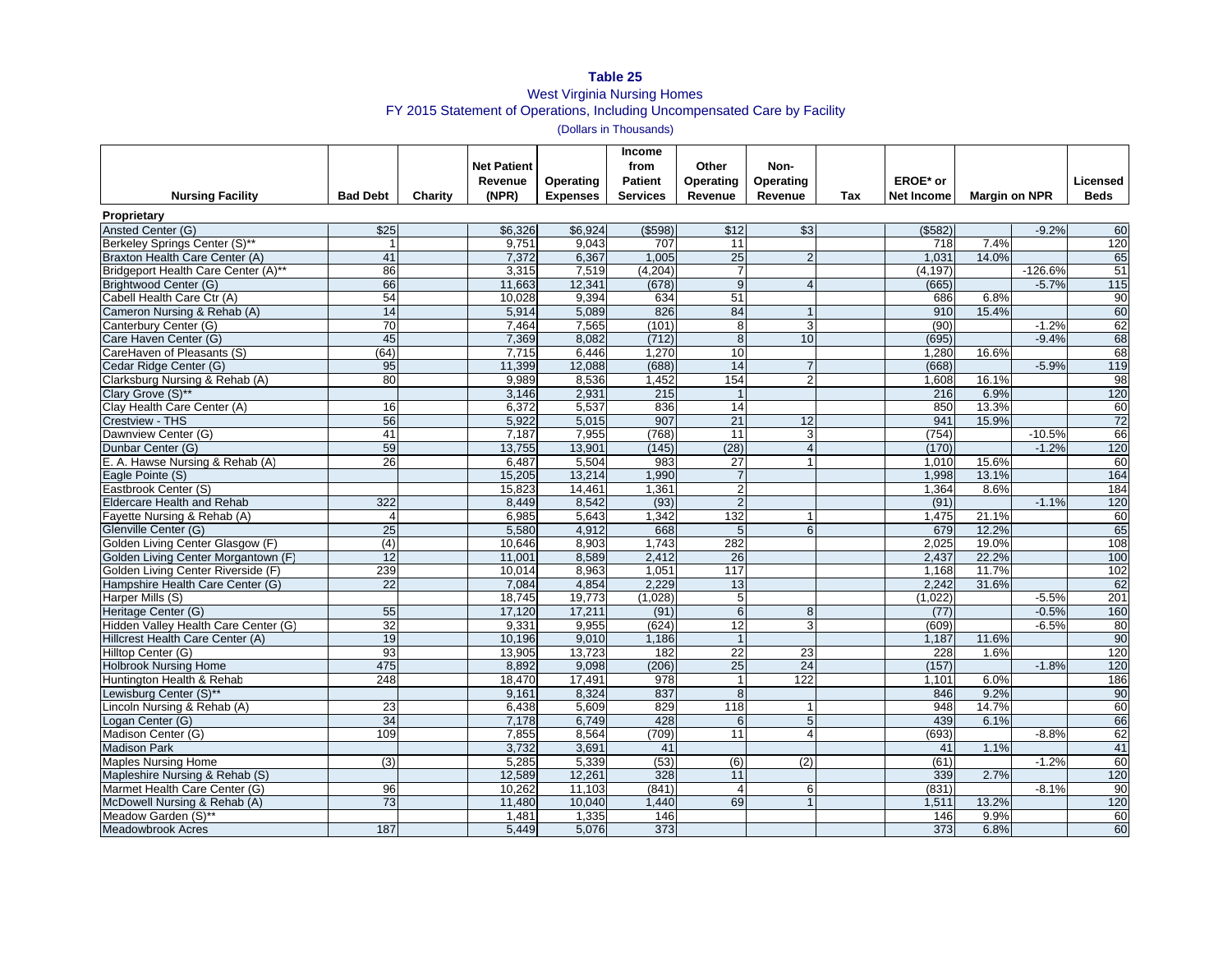**Table 25**

West Virginia Nursing Homes

FY 2015 Statement of Operations, Including Uncompensated Care by Facility

(Dollars in Thousands)

| Nursing Facility | Bad Debt | Charity | Net Patient Revenue (NPR) | Operating Expenses | Income from Patient Services | Other Operating Revenue | Non-Operating Revenue | Tax | EROE* or Net Income | Margin on NPR | | Licensed Beds |
|---|---|---|---|---|---|---|---|---|---|---|---|---|
| **Proprietary** | | | | | | | | | | | | |
| Ansted Center (G) | $25 | | $6,326 | $6,924 | ($598) | $12 | $3 | | ($582) | | -9.2% | 60 |
| Berkeley Springs Center (S)** | 1 | | 9,751 | 9,043 | 707 | 11 | | | 718 | 7.4% | | 120 |
| Braxton Health Care Center (A) | 41 | | 7,372 | 6,367 | 1,005 | 25 | 2 | | 1,031 | 14.0% | | 65 |
| Bridgeport Health Care Center (A)** | 86 | | 3,315 | 7,519 | (4,204) | 7 | | | (4,197) | | -126.6% | 51 |
| Brightwood Center (G) | 66 | | 11,663 | 12,341 | (678) | 9 | 4 | | (665) | | -5.7% | 115 |
| Cabell Health Care Ctr (A) | 54 | | 10,028 | 9,394 | 634 | 51 | | | 686 | 6.8% | | 90 |
| Cameron Nursing & Rehab (A) | 14 | | 5,914 | 5,089 | 826 | 84 | 1 | | 910 | 15.4% | | 60 |
| Canterbury Center (G) | 70 | | 7,464 | 7,565 | (101) | 8 | 3 | | (90) | | -1.2% | 62 |
| Care Haven Center (G) | 45 | | 7,369 | 8,082 | (712) | 8 | 10 | | (695) | | -9.4% | 68 |
| CareHaven of Pleasants (S) | (64) | | 7,715 | 6,446 | 1,270 | 10 | | | 1,280 | 16.6% | | 68 |
| Cedar Ridge Center (G) | 95 | | 11,399 | 12,088 | (688) | 14 | 7 | | (668) | | -5.9% | 119 |
| Clarksburg Nursing & Rehab (A) | 80 | | 9,989 | 8,536 | 1,452 | 154 | 2 | | 1,608 | 16.1% | | 98 |
| Clary Grove (S)** | | | 3,146 | 2,931 | 215 | 1 | | | 216 | 6.9% | | 120 |
| Clay Health Care Center (A) | 16 | | 6,372 | 5,537 | 836 | 14 | | | 850 | 13.3% | | 60 |
| Crestview - THS | 56 | | 5,922 | 5,015 | 907 | 21 | 12 | | 941 | 15.9% | | 72 |
| Dawnview Center (G) | 41 | | 7,187 | 7,955 | (768) | 11 | 3 | | (754) | | -10.5% | 66 |
| Dunbar Center (G) | 59 | | 13,755 | 13,901 | (145) | (28) | 4 | | (170) | | -1.2% | 120 |
| E. A. Hawse Nursing & Rehab (A) | 26 | | 6,487 | 5,504 | 983 | 27 | 1 | | 1,010 | 15.6% | | 60 |
| Eagle Pointe (S) | | | 15,205 | 13,214 | 1,990 | 7 | | | 1,998 | 13.1% | | 164 |
| Eastbrook Center (S) | | | 15,823 | 14,461 | 1,361 | 2 | | | 1,364 | 8.6% | | 184 |
| Eldercare Health and Rehab | 322 | | 8,449 | 8,542 | (93) | 2 | | | (91) | | -1.1% | 120 |
| Fayette Nursing & Rehab (A) | 4 | | 6,985 | 5,643 | 1,342 | 132 | 1 | | 1,475 | 21.1% | | 60 |
| Glenville Center (G) | 25 | | 5,580 | 4,912 | 668 | 5 | 6 | | 679 | 12.2% | | 65 |
| Golden Living Center Glasgow (F) | (4) | | 10,646 | 8,903 | 1,743 | 282 | | | 2,025 | 19.0% | | 108 |
| Golden Living Center Morgantown (F) | 12 | | 11,001 | 8,589 | 2,412 | 26 | | | 2,437 | 22.2% | | 100 |
| Golden Living Center Riverside (F) | 239 | | 10,014 | 8,963 | 1,051 | 117 | | | 1,168 | 11.7% | | 102 |
| Hampshire Health Care Center (G) | 22 | | 7,084 | 4,854 | 2,229 | 13 | | | 2,242 | 31.6% | | 62 |
| Harper Mills (S) | | | 18,745 | 19,773 | (1,028) | 5 | | | (1,022) | | -5.5% | 201 |
| Heritage Center (G) | 55 | | 17,120 | 17,211 | (91) | 6 | 8 | | (77) | | -0.5% | 160 |
| Hidden Valley Health Care Center (G) | 32 | | 9,331 | 9,955 | (624) | 12 | 3 | | (609) | | -6.5% | 80 |
| Hillcrest Health Care Center (A) | 19 | | 10,196 | 9,010 | 1,186 | 1 | | | 1,187 | 11.6% | | 90 |
| Hilltop Center (G) | 93 | | 13,905 | 13,723 | 182 | 22 | 23 | | 228 | 1.6% | | 120 |
| Holbrook Nursing Home | 475 | | 8,892 | 9,098 | (206) | 25 | 24 | | (157) | | -1.8% | 120 |
| Huntington Health & Rehab | 248 | | 18,470 | 17,491 | 978 | 1 | 122 | | 1,101 | 6.0% | | 186 |
| Lewisburg Center (S)** | | | 9,161 | 8,324 | 837 | 8 | | | 846 | 9.2% | | 90 |
| Lincoln Nursing & Rehab (A) | 23 | | 6,438 | 5,609 | 829 | 118 | 1 | | 948 | 14.7% | | 60 |
| Logan Center (G) | 34 | | 7,178 | 6,749 | 428 | 6 | 5 | | 439 | 6.1% | | 66 |
| Madison Center (G) | 109 | | 7,855 | 8,564 | (709) | 11 | 4 | | (693) | | -8.8% | 62 |
| Madison Park | | | 3,732 | 3,691 | 41 | | | | 41 | 1.1% | | 41 |
| Maples Nursing Home | (3) | | 5,285 | 5,339 | (53) | (6) | (2) | | (61) | | -1.2% | 60 |
| Mapleshire Nursing & Rehab (S) | | | 12,589 | 12,261 | 328 | 11 | | | 339 | 2.7% | | 120 |
| Marmet Health Care Center (G) | 96 | | 10,262 | 11,103 | (841) | 4 | 6 | | (831) | | -8.1% | 90 |
| McDowell Nursing & Rehab (A) | 73 | | 11,480 | 10,040 | 1,440 | 69 | 1 | | 1,511 | 13.2% | | 120 |
| Meadow Garden (S)** | | | 1,481 | 1,335 | 146 | | | | 146 | 9.9% | | 60 |
| Meadowbrook Acres | 187 | | 5,449 | 5,076 | 373 | | | | 373 | 6.8% | | 60 |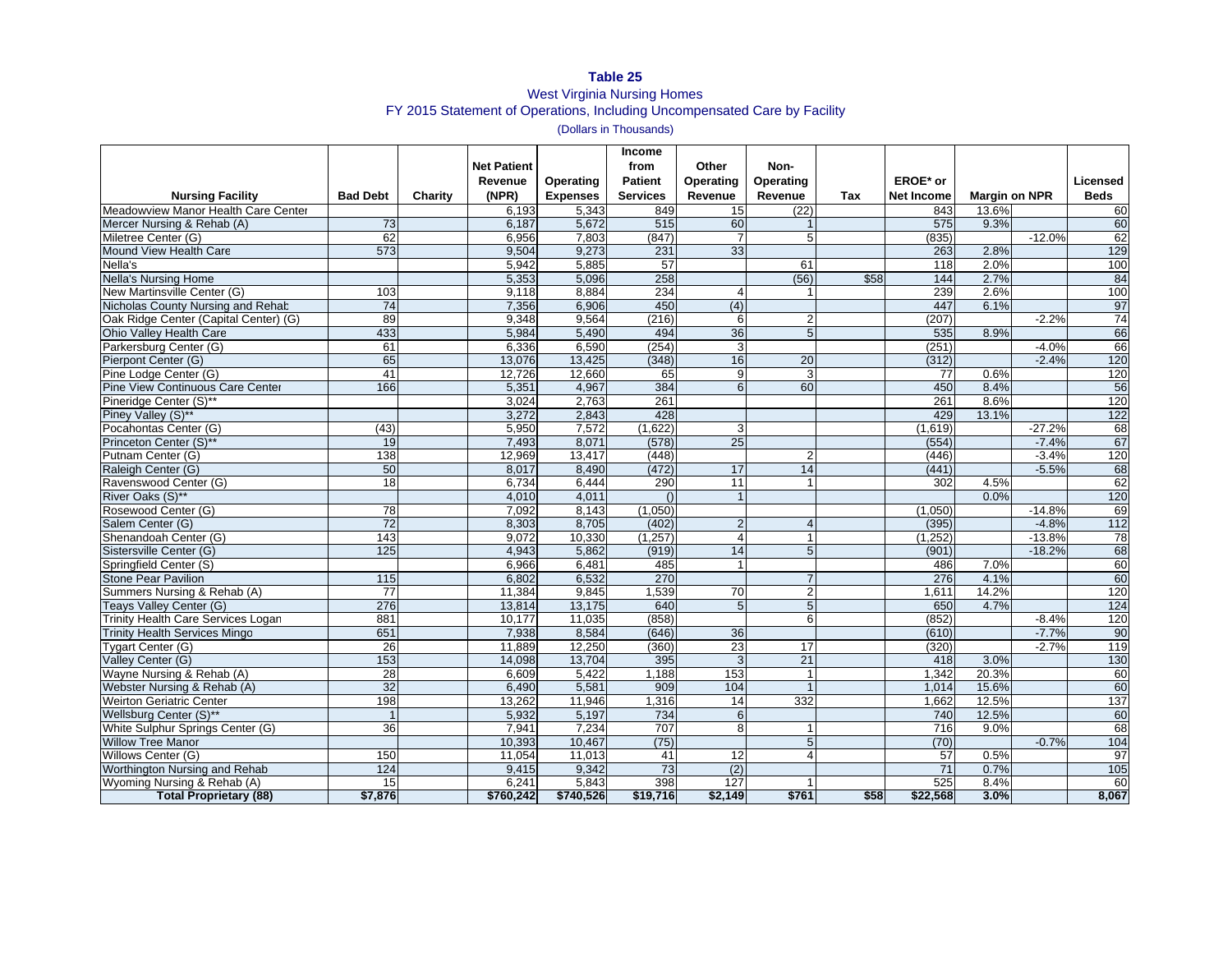**Table 25**

West Virginia Nursing Homes

FY 2015 Statement of Operations, Including Uncompensated Care by Facility

(Dollars in Thousands)

| Nursing Facility | Bad Debt | Charity | Net Patient Revenue (NPR) | Operating Expenses | Income from Patient Services | Other Operating Revenue | Non-Operating Revenue | Tax | EROE* or Net Income | Margin on NPR | | Licensed Beds |
|---|---|---|---|---|---|---|---|---|---|---|---|---|
| Meadowview Manor Health Care Center | | | 6,193 | 5,343 | 849 | 15 | (22) | | 843 | 13.6% | | 60 |
| Mercer Nursing & Rehab (A) | 73 | | 6,187 | 5,672 | 515 | 60 | 1 | | 575 | 9.3% | | 60 |
| Miletree Center (G) | 62 | | 6,956 | 7,803 | (847) | 7 | 5 | | (835) | | -12.0% | 62 |
| Mound View Health Care | 573 | | 9,504 | 9,273 | 231 | 33 | | | 263 | 2.8% | | 129 |
| Nella's | | | 5,942 | 5,885 | 57 | | 61 | | 118 | 2.0% | | 100 |
| Nella's Nursing Home | | | 5,353 | 5,096 | 258 | | (56) | $58 | 144 | 2.7% | | 84 |
| New Martinsville Center (G) | 103 | | 9,118 | 8,884 | 234 | 4 | 1 | | 239 | 2.6% | | 100 |
| Nicholas County Nursing and Rehab | 74 | | 7,356 | 6,906 | 450 | (4) | | | 447 | 6.1% | | 97 |
| Oak Ridge Center (Capital Center) (G) | 89 | | 9,348 | 9,564 | (216) | 6 | 2 | | (207) | | -2.2% | 74 |
| Ohio Valley Health Care | 433 | | 5,984 | 5,490 | 494 | 36 | 5 | | 535 | 8.9% | | 66 |
| Parkersburg Center (G) | 61 | | 6,336 | 6,590 | (254) | 3 | | | (251) | | -4.0% | 66 |
| Pierpont Center (G) | 65 | | 13,076 | 13,425 | (348) | 16 | 20 | | (312) | | -2.4% | 120 |
| Pine Lodge Center (G) | 41 | | 12,726 | 12,660 | 65 | 9 | 3 | | 77 | 0.6% | | 120 |
| Pine View Continuous Care Center | 166 | | 5,351 | 4,967 | 384 | 6 | 60 | | 450 | 8.4% | | 56 |
| Pineridge Center (S)** | | | 3,024 | 2,763 | 261 | | | | 261 | 8.6% | | 120 |
| Piney Valley (S)** | | | 3,272 | 2,843 | 428 | | | | 429 | 13.1% | | 122 |
| Pocahontas Center (G) | (43) | | 5,950 | 7,572 | (1,622) | 3 | | | (1,619) | | -27.2% | 68 |
| Princeton Center (S)** | 19 | | 7,493 | 8,071 | (578) | 25 | | | (554) | | -7.4% | 67 |
| Putnam Center (G) | 138 | | 12,969 | 13,417 | (448) | | 2 | | (446) | | -3.4% | 120 |
| Raleigh Center (G) | 50 | | 8,017 | 8,490 | (472) | 17 | 14 | | (441) | | -5.5% | 68 |
| Ravenswood Center (G) | 18 | | 6,734 | 6,444 | 290 | 11 | 1 | | 302 | 4.5% | | 62 |
| River Oaks (S)** | | | 4,010 | 4,011 | () | 1 | | | | 0.0% | | 120 |
| Rosewood Center (G) | 78 | | 7,092 | 8,143 | (1,050) | | | | (1,050) | | -14.8% | 69 |
| Salem Center (G) | 72 | | 8,303 | 8,705 | (402) | 2 | 4 | | (395) | | -4.8% | 112 |
| Shenandoah Center (G) | 143 | | 9,072 | 10,330 | (1,257) | 4 | 1 | | (1,252) | | -13.8% | 78 |
| Sistersville Center (G) | 125 | | 4,943 | 5,862 | (919) | 14 | 5 | | (901) | | -18.2% | 68 |
| Springfield Center (S) | | | 6,966 | 6,481 | 485 | 1 | | | 486 | 7.0% | | 60 |
| Stone Pear Pavilion | 115 | | 6,802 | 6,532 | 270 | | 7 | | 276 | 4.1% | | 60 |
| Summers Nursing & Rehab (A) | 77 | | 11,384 | 9,845 | 1,539 | 70 | 2 | | 1,611 | 14.2% | | 120 |
| Teays Valley Center (G) | 276 | | 13,814 | 13,175 | 640 | 5 | 5 | | 650 | 4.7% | | 124 |
| Trinity Health Care Services Logan | 881 | | 10,177 | 11,035 | (858) | | 6 | | (852) | | -8.4% | 120 |
| Trinity Health Services Mingo | 651 | | 7,938 | 8,584 | (646) | 36 | | | (610) | | -7.7% | 90 |
| Tygart Center (G) | 26 | | 11,889 | 12,250 | (360) | 23 | 17 | | (320) | | -2.7% | 119 |
| Valley Center (G) | 153 | | 14,098 | 13,704 | 395 | 3 | 21 | | 418 | 3.0% | | 130 |
| Wayne Nursing & Rehab (A) | 28 | | 6,609 | 5,422 | 1,188 | 153 | 1 | | 1,342 | 20.3% | | 60 |
| Webster Nursing & Rehab (A) | 32 | | 6,490 | 5,581 | 909 | 104 | 1 | | 1,014 | 15.6% | | 60 |
| Weirton Geriatric Center | 198 | | 13,262 | 11,946 | 1,316 | 14 | 332 | | 1,662 | 12.5% | | 137 |
| Wellsburg Center (S)** | 1 | | 5,932 | 5,197 | 734 | 6 | | | 740 | 12.5% | | 60 |
| White Sulphur Springs Center (G) | 36 | | 7,941 | 7,234 | 707 | 8 | 1 | | 716 | 9.0% | | 68 |
| Willow Tree Manor | | | 10,393 | 10,467 | (75) | | 5 | | (70) | | -0.7% | 104 |
| Willows Center (G) | 150 | | 11,054 | 11,013 | 41 | 12 | 4 | | 57 | 0.5% | | 97 |
| Worthington Nursing and Rehab | 124 | | 9,415 | 9,342 | 73 | (2) | | | 71 | 0.7% | | 105 |
| Wyoming Nursing & Rehab (A) | 15 | | 6,241 | 5,843 | 398 | 127 | 1 | | 525 | 8.4% | | 60 |
| **Total Proprietary (88)** | **$7,876** | | **$760,242** | **$740,526** | **$19,716** | **$2,149** | **$761** | **$58** | **$22,568** | **3.0%** | | **8,067** |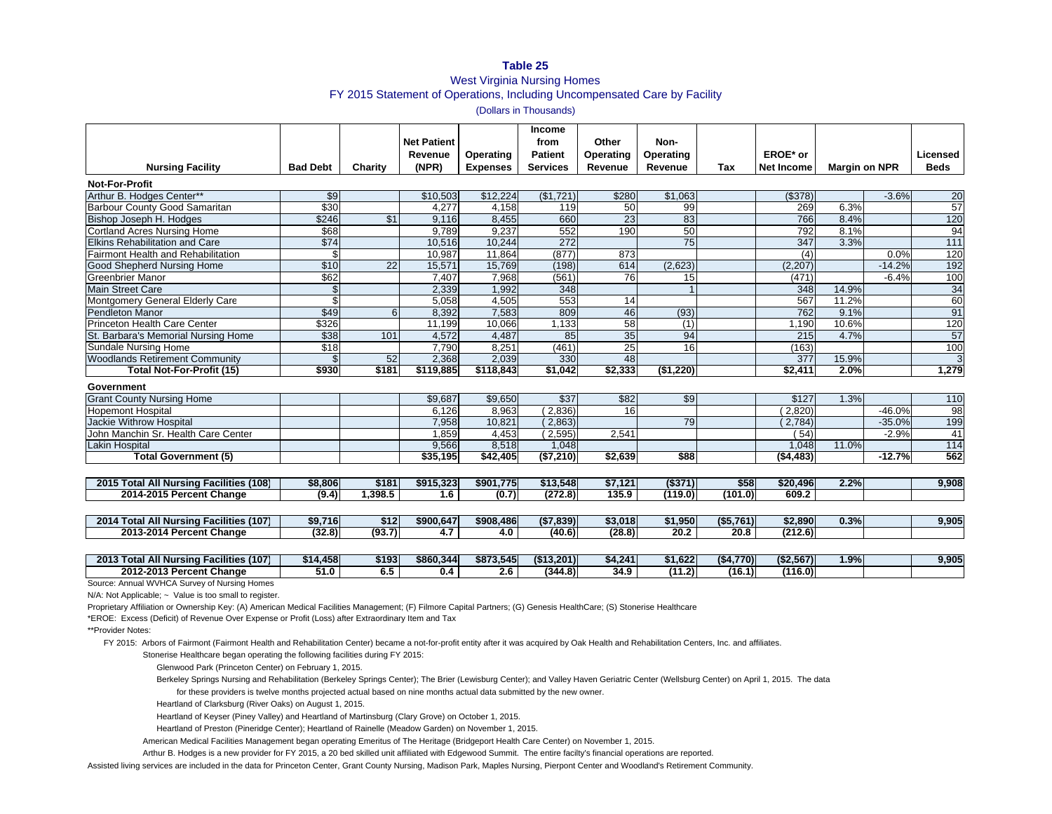**Table 25**

West Virginia Nursing Homes

FY 2015 Statement of Operations, Including Uncompensated Care by Facility

(Dollars in Thousands)

| Nursing Facility | Bad Debt | Charity | Net Patient Revenue (NPR) | Operating Expenses | Income from Patient Services | Other Operating Revenue | Non-Operating Revenue | Tax | EROE* or Net Income | Margin on NPR | | Licensed Beds |
|---|---|---|---|---|---|---|---|---|---|---|---|---|
| **Not-For-Profit** | | | | | | | | | | | | |
| Arthur B. Hodges Center** | $9 | | $10,503 | $12,224 | ($1,721) | $280 | $1,063 | | ($378) | | -3.6% | 20 |
| Barbour County Good Samaritan | $30 | | 4,277 | 4,158 | 119 | 50 | 99 | | 269 | 6.3% | | 57 |
| Bishop Joseph H. Hodges | $246 | $1 | 9,116 | 8,455 | 660 | 23 | 83 | | 766 | 8.4% | | 120 |
| Cortland Acres Nursing Home | $68 | | 9,789 | 9,237 | 552 | 190 | 50 | | 792 | 8.1% | | 94 |
| Elkins Rehabilitation and Care | $74 | | 10,516 | 10,244 | 272 | | 75 | | 347 | 3.3% | | 111 |
| Fairmont Health and Rehabilitation | $ | | 10,987 | 11,864 | (877) | 873 | | | (4) | | 0.0% | 120 |
| Good Shepherd Nursing Home | $10 | 22 | 15,571 | 15,769 | (198) | 614 | (2,623) | | (2,207) | | -14.2% | 192 |
| Greenbrier Manor | $62 | | 7,407 | 7,968 | (561) | 76 | 15 | | (471) | | -6.4% | 100 |
| Main Street Care | $ | | 2,339 | 1,992 | 348 | | 1 | | 348 | 14.9% | | 34 |
| Montgomery General Elderly Care | $ | | 5,058 | 4,505 | 553 | 14 | | | 567 | 11.2% | | 60 |
| Pendleton Manor | $49 | 6 | 8,392 | 7,583 | 809 | 46 | (93) | | 762 | 9.1% | | 91 |
| Princeton Health Care Center | $326 | | 11,199 | 10,066 | 1,133 | 58 | (1) | | 1,190 | 10.6% | | 120 |
| St. Barbara's Memorial Nursing Home | $38 | 101 | 4,572 | 4,487 | 85 | 35 | 94 | | 215 | 4.7% | | 57 |
| Sundale Nursing Home | $18 | | 7,790 | 8,251 | (461) | 25 | 16 | | (163) | | | 100 |
| Woodlands Retirement Community | $ | 52 | 2,368 | 2,039 | 330 | 48 | | | 377 | 15.9% | | 3 |
| **Total Not-For-Profit (15)** | **$930** | **$181** | **$119,885** | **$118,843** | **$1,042** | **$2,333** | **($1,220)** | | **$2,411** | **2.0%** | | **1,279** |
| **Government** | | | | | | | | | | | | |
| Grant County Nursing Home | | | $9,687 | $9,650 | $37 | $82 | $9 | | $127 | 1.3% | | 110 |
| Hopemont Hospital | | | 6,126 | 8,963 | (2,836) | 16 | | | (2,820) | | -46.0% | 98 |
| Jackie Withrow Hospital | | | 7,958 | 10,821 | (2,863) | | 79 | | (2,784) | | -35.0% | 199 |
| John Manchin Sr. Health Care Center | | | 1,859 | 4,453 | (2,595) | 2,541 | | | (54) | | -2.9% | 41 |
| Lakin Hospital | | | 9,566 | 8,518 | 1,048 | | | | 1,048 | 11.0% | | 114 |
| **Total Government (5)** | | | **$35,195** | **$42,405** | **($7,210)** | **$2,639** | **$88** | | **($4,483)** | | **-12.7%** | **562** |
| **2015 Total All Nursing Facilities (108)** | **$8,806** | **$181** | **$915,323** | **$901,775** | **$13,548** | **$7,121** | **($371)** | **$58** | **$20,496** | **2.2%** | | **9,908** |
| **2014-2015 Percent Change** | **(9.4)** | **1,398.5** | **1.6** | **(0.7)** | **(272.8)** | **135.9** | **(119.0)** | **(101.0)** | **609.2** | | | |
| **2014 Total All Nursing Facilities (107)** | **$9,716** | **$12** | **$900,647** | **$908,486** | **($7,839)** | **$3,018** | **$1,950** | **($5,761)** | **$2,890** | **0.3%** | | **9,905** |
| **2013-2014 Percent Change** | **(32.8)** | **(93.7)** | **4.7** | **4.0** | **(40.6)** | **(28.8)** | **20.2** | **20.8** | **(212.6)** | | | |
| **2013 Total All Nursing Facilities (107)** | **$14,458** | **$193** | **$860,344** | **$873,545** | **($13,201)** | **$4,241** | **$1,622** | **($4,770)** | **($2,567)** | **1.9%** | | **9,905** |
| **2012-2013 Percent Change** | **51.0** | **6.5** | **0.4** | **2.6** | **(344.8)** | **34.9** | **(11.2)** | **(16.1)** | **(116.0)** | | | |

Source: Annual WVHCA Survey of Nursing Homes

N/A: Not Applicable; ~ Value is too small to register.

Proprietary Affiliation or Ownership Key: (A) American Medical Facilities Management; (F) Filmore Capital Partners; (G) Genesis HealthCare; (S) Stonerise Healthcare

*EROE: Excess (Deficit) of Revenue Over Expense or Profit (Loss) after Extraordinary Item and Tax

**Provider Notes:

FY 2015: Arbors of Fairmont (Fairmont Health and Rehabilitation Center) became a not-for-profit entity after it was acquired by Oak Health and Rehabilitation Centers, Inc. and affiliates.

Stonerise Healthcare began operating the following facilities during FY 2015:

Glenwood Park (Princeton Center) on February 1, 2015.

Berkeley Springs Nursing and Rehabilitation (Berkeley Springs Center); The Brier (Lewisburg Center); and Valley Haven Geriatric Center (Wellsburg Center) on April 1, 2015. The data for these providers is twelve months projected actual based on nine months actual data submitted by the new owner.

Heartland of Clarksburg (River Oaks) on August 1, 2015.

Heartland of Keyser (Piney Valley) and Heartland of Martinsburg (Clary Grove) on October 1, 2015.

Heartland of Preston (Pineridge Center); Heartland of Rainelle (Meadow Garden) on November 1, 2015.

American Medical Facilities Management began operating Emeritus of The Heritage (Bridgeport Health Care Center) on November 1, 2015.

Arthur B. Hodges is a new provider for FY 2015, a 20 bed skilled unit affiliated with Edgewood Summit. The entire facilty's financial operations are reported.

Assisted living services are included in the data for Princeton Center, Grant County Nursing, Madison Park, Maples Nursing, Pierpont Center and Woodland's Retirement Community.